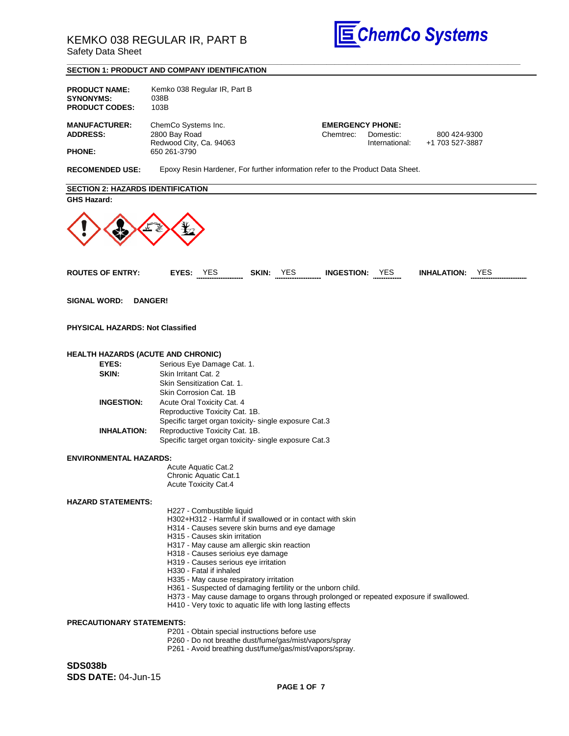# KEMKO 038 REGULAR IR, PART B

Safety Data Sheet

ChemCo Systems

## SECTION 1: PRODUCT AND COMPANY IDENTIFICATION

**PRODUCT NAME:** Kemko 038 Regular IR, Part B
**SYNONYMS:** 038B
**PRODUCT CODES:** 103B

**MANUFACTURER:** ChemCo Systems Inc.
**ADDRESS:** 2800 Bay Road
Redwood City, Ca. 94063
**PHONE:** 650 261-3790

**EMERGENCY PHONE:**
Chemtrec: Domestic: 800 424-9300
International: +1 703 527-3887

**RECOMENDED USE:** Epoxy Resin Hardener, For further information refer to the Product Data Sheet.

## SECTION 2: HAZARDS IDENTIFICATION

**GHS Hazard:**

**ROUTES OF ENTRY:** **EYES:** YES **SKIN:** YES **INGESTION:** YES **INHALATION:** YES

**SIGNAL WORD: DANGER!**

**PHYSICAL HAZARDS: Not Classified**

**HEALTH HAZARDS (ACUTE AND CHRONIC)**

**EYES:**
- Serious Eye Damage Cat. 1.

**SKIN:**
- Skin Irritant Cat. 2
- Skin Sensitization Cat. 1.
- Skin Corrosion Cat. 1B

**INGESTION:**
- Acute Oral Toxicity Cat. 4
- Reproductive Toxicity Cat. 1B.
- Specific target organ toxicity- single exposure Cat.3

**INHALATION:**
- Reproductive Toxicity Cat. 1B.
- Specific target organ toxicity- single exposure Cat.3

**ENVIRONMENTAL HAZARDS:**
- Acute Aquatic Cat.2
- Chronic Aquatic Cat.1
- Acute Toxicity Cat.4

**HAZARD STATEMENTS:**
- H227 - Combustible liquid
- H302+H312 - Harmful if swallowed or in contact with skin
- H314 - Causes severe skin burns and eye damage
- H315 - Causes skin irritation
- H317 - May cause am allergic skin reaction
- H318 - Causes serioius eye damage
- H319 - Causes serious eye irritation
- H330 - Fatal if inhaled
- H335 - May cause respiratory irritation
- H361 - Suspected of damaging fertility or the unborn child.
- H373 - May cause damage to organs through prolonged or repeated exposure if swallowed.
- H410 - Very toxic to aquatic life with long lasting effects

**PRECAUTIONARY STATEMENTS:**
- P201 - Obtain special instructions before use
- P260 - Do not breathe dust/fume/gas/mist/vapors/spray
- P261 - Avoid breathing dust/fume/gas/mist/vapors/spray.

**SDS038b**
**SDS DATE:** 04-Jun-15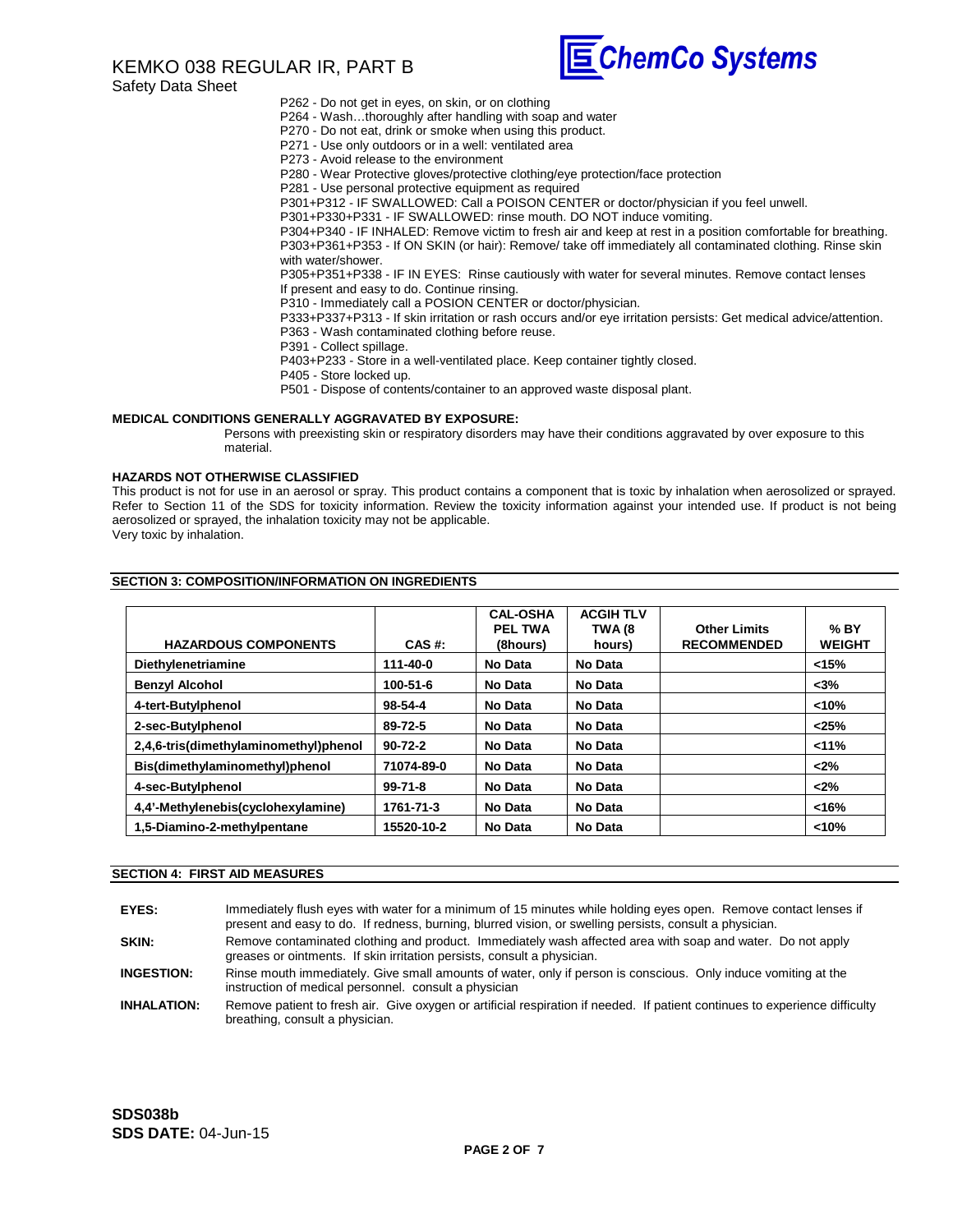P262 - Do not get in eyes, on skin, or on clothing
P264 - Wash…thoroughly after handling with soap and water
P270 - Do not eat, drink or smoke when using this product.
P271 - Use only outdoors or in a well: ventilated area
P273 - Avoid release to the environment
P280 - Wear Protective gloves/protective clothing/eye protection/face protection
P281 - Use personal protective equipment as required
P301+P312 - IF SWALLOWED: Call a POISON CENTER or doctor/physician if you feel unwell.
P301+P330+P331 - IF SWALLOWED: rinse mouth. DO NOT induce vomiting.
P304+P340 - IF INHALED: Remove victim to fresh air and keep at rest in a position comfortable for breathing.
P303+P361+P353 - If ON SKIN (or hair): Remove/ take off immediately all contaminated clothing. Rinse skin with water/shower.
P305+P351+P338 - IF IN EYES: Rinse cautiously with water for several minutes. Remove contact lenses If present and easy to do. Continue rinsing.
P310 - Immediately call a POSION CENTER or doctor/physician.
P333+P337+P313 - If skin irritation or rash occurs and/or eye irritation persists: Get medical advice/attention.
P363 - Wash contaminated clothing before reuse.
P391 - Collect spillage.
P403+P233 - Store in a well-ventilated place. Keep container tightly closed.
P405 - Store locked up.
P501 - Dispose of contents/container to an approved waste disposal plant.

**MEDICAL CONDITIONS GENERALLY AGGRAVATED BY EXPOSURE:**

Persons with preexisting skin or respiratory disorders may have their conditions aggravated by over exposure to this material.

**HAZARDS NOT OTHERWISE CLASSIFIED**

This product is not for use in an aerosol or spray. This product contains a component that is toxic by inhalation when aerosolized or sprayed. Refer to Section 11 of the SDS for toxicity information. Review the toxicity information against your intended use. If product is not being aerosolized or sprayed, the inhalation toxicity may not be applicable.
Very toxic by inhalation.

## SECTION 3: COMPOSITION/INFORMATION ON INGREDIENTS

| HAZARDOUS COMPONENTS | CAS #: | CAL-OSHA PEL TWA (8hours) | ACGIH TLV TWA (8 hours) | Other Limits RECOMMENDED | % BY WEIGHT |
|---|---|---|---|---|---|
| **Diethylenetriamine** | **111-40-0** | **No Data** | **No Data** | | **<15%** |
| **Benzyl Alcohol** | **100-51-6** | **No Data** | **No Data** | | **<3%** |
| **4-tert-Butylphenol** | **98-54-4** | **No Data** | **No Data** | | **<10%** |
| **2-sec-Butylphenol** | **89-72-5** | **No Data** | **No Data** | | **<25%** |
| **2,4,6-tris(dimethylaminomethyl)phenol** | **90-72-2** | **No Data** | **No Data** | | **<11%** |
| **Bis(dimethylaminomethyl)phenol** | **71074-89-0** | **No Data** | **No Data** | | **<2%** |
| **4-sec-Butylphenol** | **99-71-8** | **No Data** | **No Data** | | **<2%** |
| **4,4'-Methylenebis(cyclohexylamine)** | **1761-71-3** | **No Data** | **No Data** | | **<16%** |
| **1,5-Diamino-2-methylpentane** | **15520-10-2** | **No Data** | **No Data** | | **<10%** |

## SECTION 4: FIRST AID MEASURES

**EYES:** Immediately flush eyes with water for a minimum of 15 minutes while holding eyes open. Remove contact lenses if present and easy to do. If redness, burning, blurred vision, or swelling persists, consult a physician.

**SKIN:** Remove contaminated clothing and product. Immediately wash affected area with soap and water. Do not apply greases or ointments. If skin irritation persists, consult a physician.

**INGESTION:** Rinse mouth immediately. Give small amounts of water, only if person is conscious. Only induce vomiting at the instruction of medical personnel. consult a physician

**INHALATION:** Remove patient to fresh air. Give oxygen or artificial respiration if needed. If patient continues to experience difficulty breathing, consult a physician.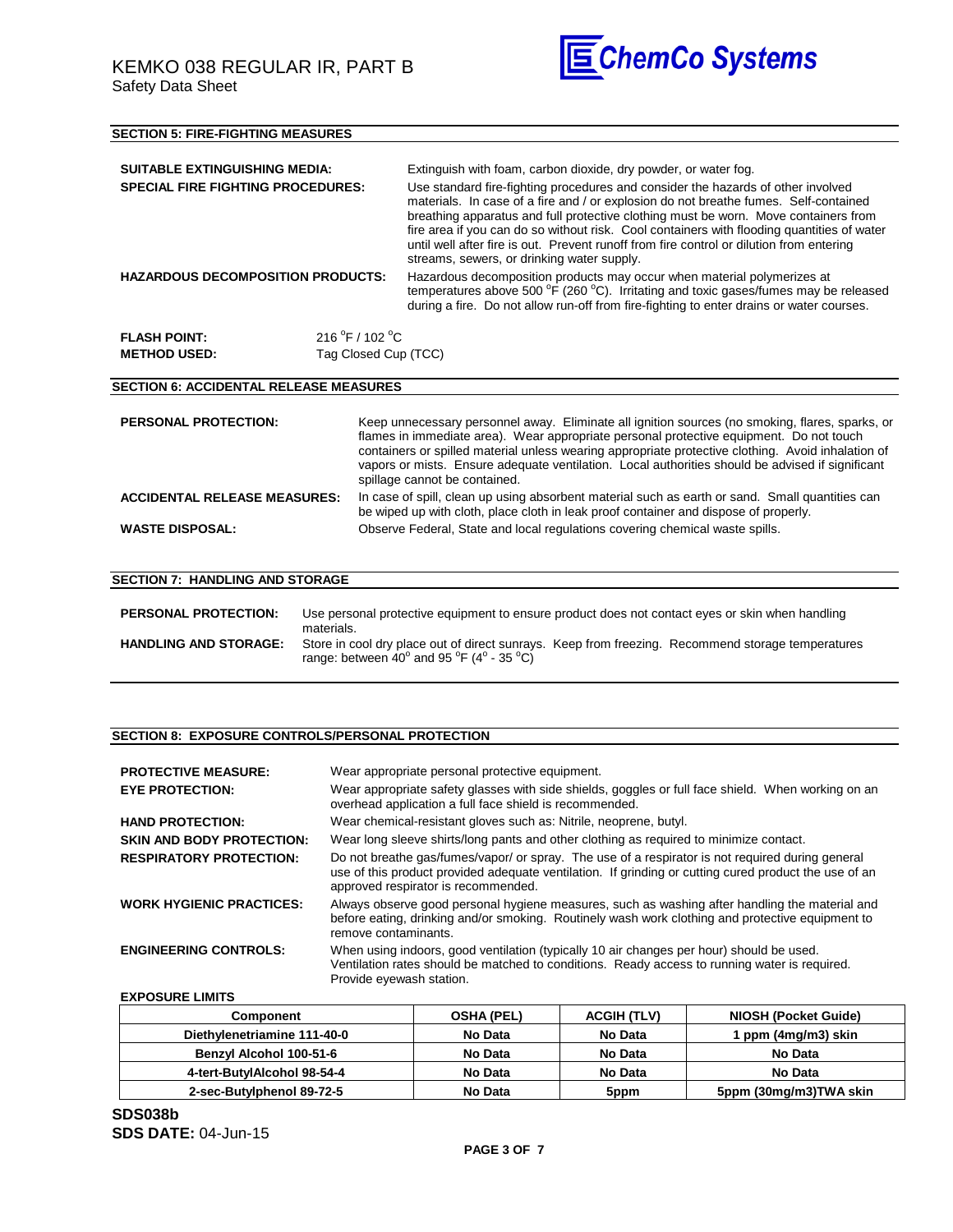## SECTION 5: FIRE-FIGHTING MEASURES

**SUITABLE EXTINGUISHING MEDIA:** Extinguish with foam, carbon dioxide, dry powder, or water fog.

**SPECIAL FIRE FIGHTING PROCEDURES:** Use standard fire-fighting procedures and consider the hazards of other involved materials. In case of a fire and / or explosion do not breathe fumes. Self-contained breathing apparatus and full protective clothing must be worn. Move containers from fire area if you can do so without risk. Cool containers with flooding quantities of water until well after fire is out. Prevent runoff from fire control or dilution from entering streams, sewers, or drinking water supply.

**HAZARDOUS DECOMPOSITION PRODUCTS:** Hazardous decomposition products may occur when material polymerizes at temperatures above 500 °F (260 °C). Irritating and toxic gases/fumes may be released during a fire. Do not allow run-off from fire-fighting to enter drains or water courses.

**FLASH POINT:** 216 °F / 102 °C
**METHOD USED:** Tag Closed Cup (TCC)

## SECTION 6: ACCIDENTAL RELEASE MEASURES

**PERSONAL PROTECTION:** Keep unnecessary personnel away. Eliminate all ignition sources (no smoking, flares, sparks, or flames in immediate area). Wear appropriate personal protective equipment. Do not touch containers or spilled material unless wearing appropriate protective clothing. Avoid inhalation of vapors or mists. Ensure adequate ventilation. Local authorities should be advised if significant spillage cannot be contained.

**ACCIDENTAL RELEASE MEASURES:** In case of spill, clean up using absorbent material such as earth or sand. Small quantities can be wiped up with cloth, place cloth in leak proof container and dispose of properly.

**WASTE DISPOSAL:** Observe Federal, State and local regulations covering chemical waste spills.

## SECTION 7: HANDLING AND STORAGE

**PERSONAL PROTECTION:** Use personal protective equipment to ensure product does not contact eyes or skin when handling materials.

**HANDLING AND STORAGE:** Store in cool dry place out of direct sunrays. Keep from freezing. Recommend storage temperatures range: between 40° and 95 °F (4° - 35 °C)

## SECTION 8: EXPOSURE CONTROLS/PERSONAL PROTECTION

**PROTECTIVE MEASURE:** Wear appropriate personal protective equipment.

**EYE PROTECTION:** Wear appropriate safety glasses with side shields, goggles or full face shield. When working on an overhead application a full face shield is recommended.

**HAND PROTECTION:** Wear chemical-resistant gloves such as: Nitrile, neoprene, butyl.

**SKIN AND BODY PROTECTION:** Wear long sleeve shirts/long pants and other clothing as required to minimize contact.

**RESPIRATORY PROTECTION:** Do not breathe gas/fumes/vapor/ or spray. The use of a respirator is not required during general use of this product provided adequate ventilation. If grinding or cutting cured product the use of an approved respirator is recommended.

**WORK HYGIENIC PRACTICES:** Always observe good personal hygiene measures, such as washing after handling the material and before eating, drinking and/or smoking. Routinely wash work clothing and protective equipment to remove contaminants.

**ENGINEERING CONTROLS:** When using indoors, good ventilation (typically 10 air changes per hour) should be used. Ventilation rates should be matched to conditions. Ready access to running water is required. Provide eyewash station.

**EXPOSURE LIMITS**

| Component | OSHA (PEL) | ACGIH (TLV) | NIOSH (Pocket Guide) |
|---|---|---|---|
| Diethylenetriamine 111-40-0 | No Data | No Data | 1 ppm (4mg/m3) skin |
| Benzyl Alcohol 100-51-6 | No Data | No Data | No Data |
| 4-tert-ButylAlcohol 98-54-4 | No Data | No Data | No Data |
| 2-sec-Butylphenol 89-72-5 | No Data | 5ppm | 5ppm (30mg/m3)TWA skin |

**SDS038b**
**SDS DATE:** 04-Jun-15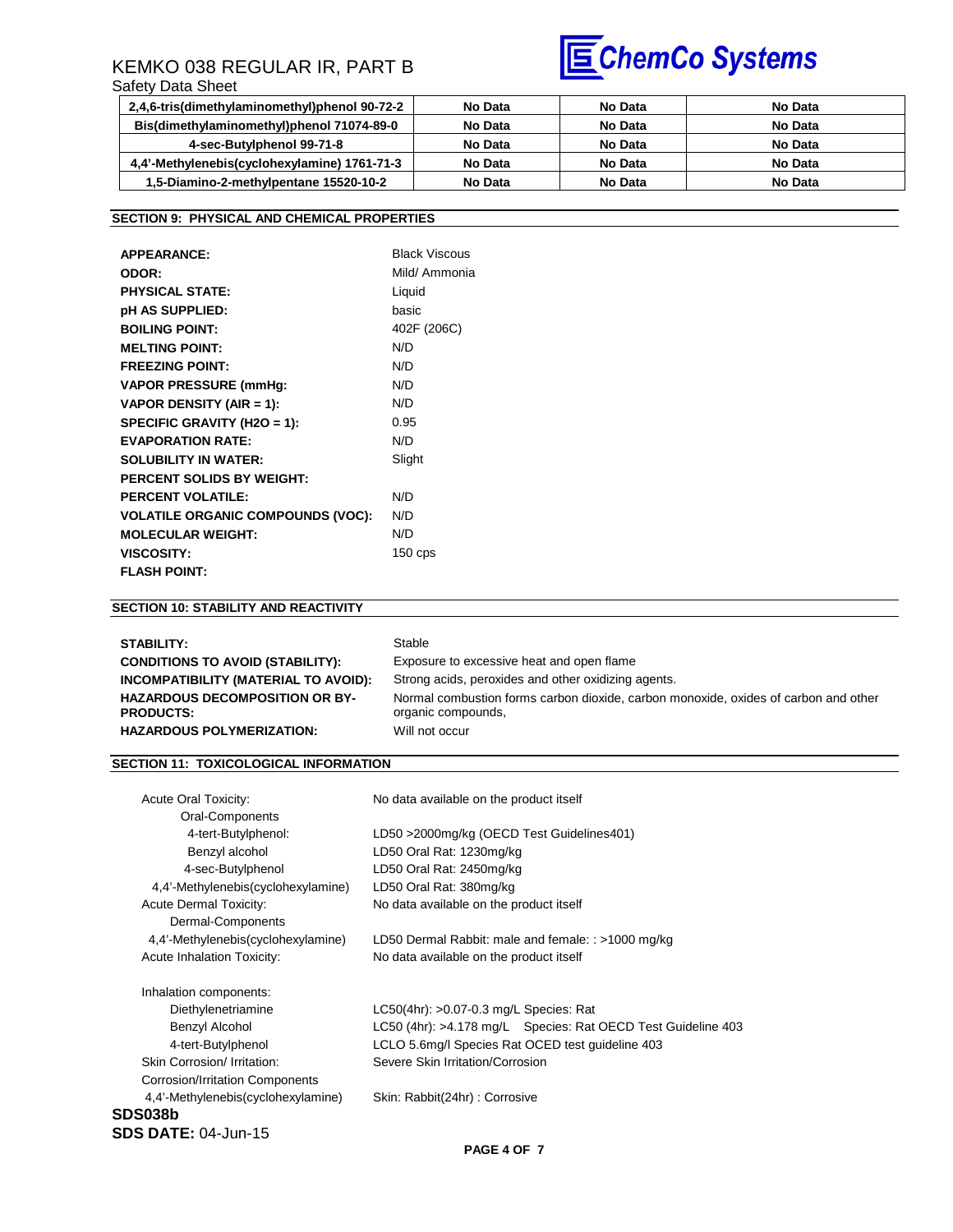| 2,4,6-tris(dimethylaminomethyl)phenol 90-72-2 | No Data | No Data | No Data |
|---|---|---|---|
| Bis(dimethylaminomethyl)phenol 71074-89-0 | No Data | No Data | No Data |
| 4-sec-Butylphenol 99-71-8 | No Data | No Data | No Data |
| 4,4'-Methylenebis(cyclohexylamine) 1761-71-3 | No Data | No Data | No Data |
| 1,5-Diamino-2-methylpentane 15520-10-2 | No Data | No Data | No Data |

## SECTION 9: PHYSICAL AND CHEMICAL PROPERTIES

| | |
|---|---|
| **APPEARANCE:** | Black Viscous |
| **ODOR:** | Mild/ Ammonia |
| **PHYSICAL STATE:** | Liquid |
| **pH AS SUPPLIED:** | basic |
| **BOILING POINT:** | 402F (206C) |
| **MELTING POINT:** | N/D |
| **FREEZING POINT:** | N/D |
| **VAPOR PRESSURE (mmHg:** | N/D |
| **VAPOR DENSITY (AIR = 1):** | N/D |
| **SPECIFIC GRAVITY (H2O = 1):** | 0.95 |
| **EVAPORATION RATE:** | N/D |
| **SOLUBILITY IN WATER:** | Slight |
| **PERCENT SOLIDS BY WEIGHT:** | |
| **PERCENT VOLATILE:** | N/D |
| **VOLATILE ORGANIC COMPOUNDS (VOC):** | N/D |
| **MOLECULAR WEIGHT:** | N/D |
| **VISCOSITY:** | 150 cps |
| **FLASH POINT:** | |

## SECTION 10: STABILITY AND REACTIVITY

| | |
|---|---|
| **STABILITY:** | Stable |
| **CONDITIONS TO AVOID (STABILITY):** | Exposure to excessive heat and open flame |
| **INCOMPATIBILITY (MATERIAL TO AVOID):** | Strong acids, peroxides and other oxidizing agents. |
| **HAZARDOUS DECOMPOSITION OR BY-PRODUCTS:** | Normal combustion forms carbon dioxide, carbon monoxide, oxides of carbon and other organic compounds, |
| **HAZARDOUS POLYMERIZATION:** | Will not occur |

## SECTION 11: TOXICOLOGICAL INFORMATION

| | |
|---|---|
| Acute Oral Toxicity: | No data available on the product itself |
| Oral-Components | |
| 4-tert-Butylphenol: | LD50 >2000mg/kg (OECD Test Guidelines401) |
| Benzyl alcohol | LD50 Oral Rat: 1230mg/kg |
| 4-sec-Butylphenol | LD50 Oral Rat: 2450mg/kg |
| 4,4'-Methylenebis(cyclohexylamine) | LD50 Oral Rat: 380mg/kg |
| Acute Dermal Toxicity: | No data available on the product itself |
| Dermal-Components | |
| 4,4'-Methylenebis(cyclohexylamine) | LD50 Dermal Rabbit: male and female: : >1000 mg/kg |
| Acute Inhalation Toxicity: | No data available on the product itself |
| Inhalation components: | |
| Diethylenetriamine | LC50(4hr): >0.07-0.3 mg/L Species: Rat |
| Benzyl Alcohol | LC50 (4hr): >4.178 mg/L Species: Rat OECD Test Guideline 403 |
| 4-tert-Butylphenol | LCLO 5.6mg/l Species Rat OCED test guideline 403 |
| Skin Corrosion/ Irritation: | Severe Skin Irritation/Corrosion |
| Corrosion/Irritation Components | |
| 4,4'-Methylenebis(cyclohexylamine) | Skin: Rabbit(24hr) : Corrosive |

**SDS038b**

**SDS DATE:** 04-Jun-15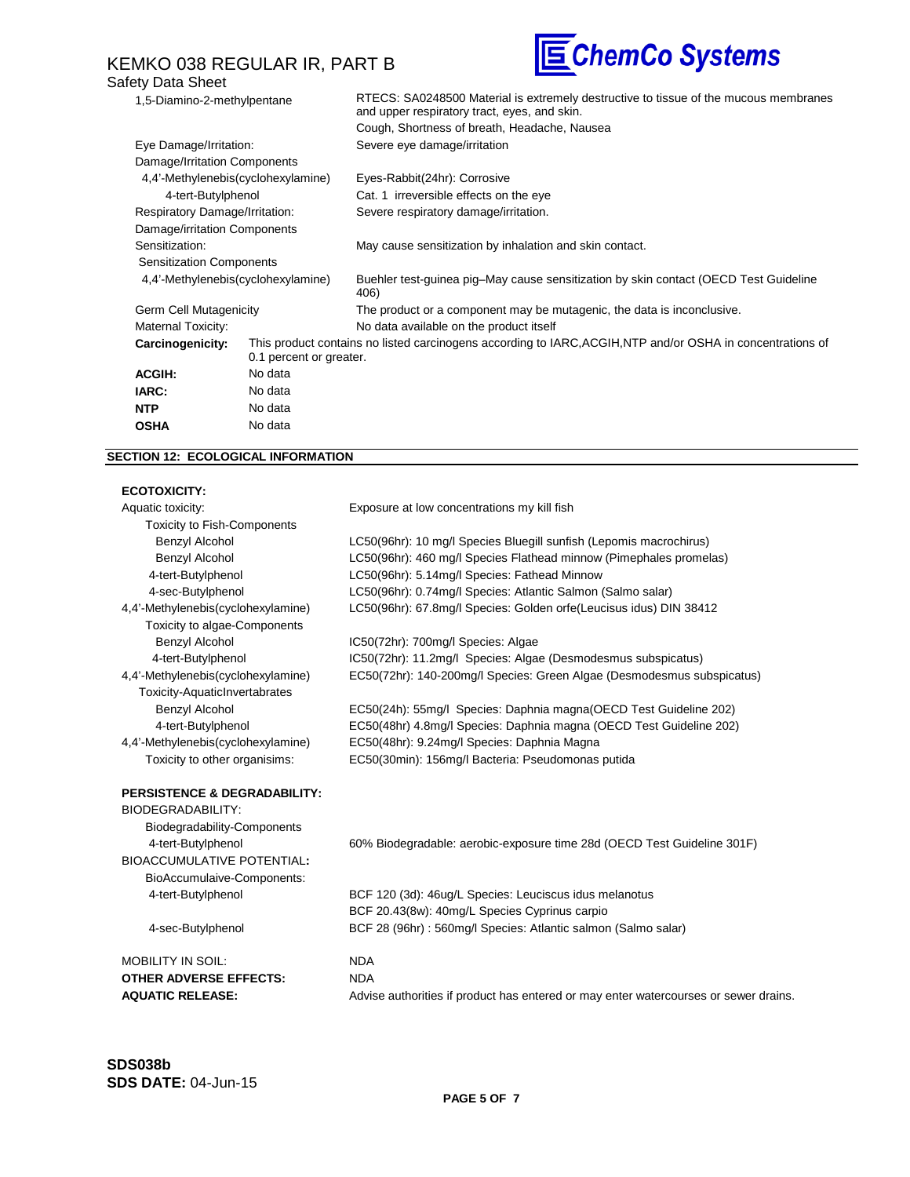| | |
|---|---|
| 1,5-Diamino-2-methylpentane | RTECS: SA0248500 Material is extremely destructive to tissue of the mucous membranes and upper respiratory tract, eyes, and skin. |
| | Cough, Shortness of breath, Headache, Nausea |
| Eye Damage/Irritation: | Severe eye damage/irritation |
| Damage/Irritation Components | |
| 4,4'-Methylenebis(cyclohexylamine) | Eyes-Rabbit(24hr): Corrosive |
| 4-tert-Butylphenol | Cat. 1 irreversible effects on the eye |
| Respiratory Damage/Irritation: | Severe respiratory damage/irritation. |
| Damage/irritation Components | |
| Sensitization: | May cause sensitization by inhalation and skin contact. |
| Sensitization Components | |
| 4,4'-Methylenebis(cyclohexylamine) | Buehler test-guinea pig–May cause sensitization by skin contact (OECD Test Guideline 406) |
| Germ Cell Mutagenicity | The product or a component may be mutagenic, the data is inconclusive. |
| Maternal Toxicity: | No data available on the product itself |

**Carcinogenicity:** This product contains no listed carcinogens according to IARC,ACGIH,NTP and/or OSHA in concentrations of 0.1 percent or greater.

| | |
|---|---|
| **ACGIH:** | No data |
| **IARC:** | No data |
| **NTP** | No data |
| **OSHA** | No data |

## SECTION 12: ECOLOGICAL INFORMATION

**ECOTOXICITY:**

| | |
|---|---|
| Aquatic toxicity: | Exposure at low concentrations my kill fish |
| Toxicity to Fish-Components | |
| Benzyl Alcohol | LC50(96hr): 10 mg/l Species Bluegill sunfish (Lepomis macrochirus) |
| Benzyl Alcohol | LC50(96hr): 460 mg/l Species Flathead minnow (Pimephales promelas) |
| 4-tert-Butylphenol | LC50(96hr): 5.14mg/l Species: Fathead Minnow |
| 4-sec-Butylphenol | LC50(96hr): 0.74mg/l Species: Atlantic Salmon (Salmo salar) |
| 4,4'-Methylenebis(cyclohexylamine) | LC50(96hr): 67.8mg/l Species: Golden orfe(Leucisus idus) DIN 38412 |
| Toxicity to algae-Components | |
| Benzyl Alcohol | IC50(72hr): 700mg/l Species: Algae |
| 4-tert-Butylphenol | IC50(72hr): 11.2mg/l Species: Algae (Desmodesmus subspicatus) |
| 4,4'-Methylenebis(cyclohexylamine) | EC50(72hr): 140-200mg/l Species: Green Algae (Desmodesmus subspicatus) |
| Toxicity-AquaticInvertabrates | |
| Benzyl Alcohol | EC50(24h): 55mg/l Species: Daphnia magna(OECD Test Guideline 202) |
| 4-tert-Butylphenol | EC50(48hr) 4.8mg/l Species: Daphnia magna (OECD Test Guideline 202) |
| 4,4'-Methylenebis(cyclohexylamine) | EC50(48hr): 9.24mg/l Species: Daphnia Magna |
| Toxicity to other organisims: | EC50(30min): 156mg/l Bacteria: Pseudomonas putida |

**PERSISTENCE & DEGRADABILITY:**

| | |
|---|---|
| BIODEGRADABILITY: | |
| Biodegradability-Components | |
| 4-tert-Butylphenol | 60% Biodegradable: aerobic-exposure time 28d (OECD Test Guideline 301F) |
| BIOACCUMULATIVE POTENTIAL**:** | |
| BioAccumulaive-Components: | |
| 4-tert-Butylphenol | BCF 120 (3d): 46ug/L Species: Leuciscus idus melanotus |
| | BCF 20.43(8w): 40mg/L Species Cyprinus carpio |
| 4-sec-Butylphenol | BCF 28 (96hr) : 560mg/l Species: Atlantic salmon (Salmo salar) |
| MOBILITY IN SOIL: | NDA |
| **OTHER ADVERSE EFFECTS:** | NDA |
| **AQUATIC RELEASE:** | Advise authorities if product has entered or may enter watercourses or sewer drains. |

**SDS038b**
**SDS DATE:** 04-Jun-15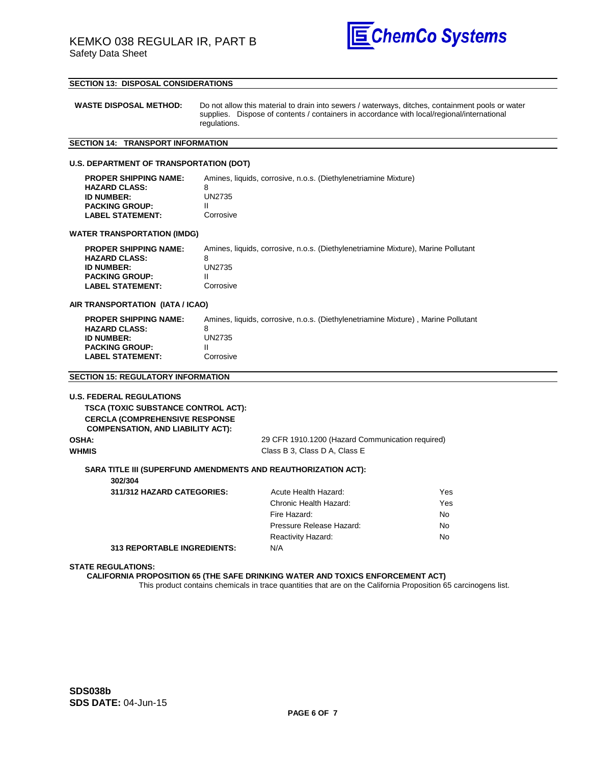## SECTION 13: DISPOSAL CONSIDERATIONS

**WASTE DISPOSAL METHOD:** Do not allow this material to drain into sewers / waterways, ditches, containment pools or water supplies. Dispose of contents / containers in accordance with local/regional/international regulations.

## SECTION 14: TRANSPORT INFORMATION

### U.S. DEPARTMENT OF TRANSPORTATION (DOT)

| | |
|---|---|
| **PROPER SHIPPING NAME:** | Amines, liquids, corrosive, n.o.s. (Diethylenetriamine Mixture) |
| **HAZARD CLASS:** | 8 |
| **ID NUMBER:** | UN2735 |
| **PACKING GROUP:** | II |
| **LABEL STATEMENT:** | Corrosive |

### WATER TRANSPORTATION (IMDG)

| | |
|---|---|
| **PROPER SHIPPING NAME:** | Amines, liquids, corrosive, n.o.s. (Diethylenetriamine Mixture), Marine Pollutant |
| **HAZARD CLASS:** | 8 |
| **ID NUMBER:** | UN2735 |
| **PACKING GROUP:** | II |
| **LABEL STATEMENT:** | Corrosive |

### AIR TRANSPORTATION (IATA / ICAO)

| | |
|---|---|
| **PROPER SHIPPING NAME:** | Amines, liquids, corrosive, n.o.s. (Diethylenetriamine Mixture) , Marine Pollutant |
| **HAZARD CLASS:** | 8 |
| **ID NUMBER:** | UN2735 |
| **PACKING GROUP:** | II |
| **LABEL STATEMENT:** | Corrosive |

## SECTION 15: REGULATORY INFORMATION

### U.S. FEDERAL REGULATIONS

**TSCA (TOXIC SUBSTANCE CONTROL ACT):**

**CERCLA (COMPREHENSIVE RESPONSE COMPENSATION, AND LIABILITY ACT):**

**OSHA:** 29 CFR 1910.1200 (Hazard Communication required)

**WHMIS** Class B 3, Class D A, Class E

**SARA TITLE III (SUPERFUND AMENDMENTS AND REAUTHORIZATION ACT):**

**302/304**

| **311/312 HAZARD CATEGORIES:** | | |
|---|---|---|
| | Acute Health Hazard: | Yes |
| | Chronic Health Hazard: | Yes |
| | Fire Hazard: | No |
| | Pressure Release Hazard: | No |
| | Reactivity Hazard: | No |
| **313 REPORTABLE INGREDIENTS:** | N/A | |

### STATE REGULATIONS:

**CALIFORNIA PROPOSITION 65 (THE SAFE DRINKING WATER AND TOXICS ENFORCEMENT ACT)**

This product contains chemicals in trace quantities that are on the California Proposition 65 carcinogens list.

**SDS038b**
**SDS DATE:** 04-Jun-15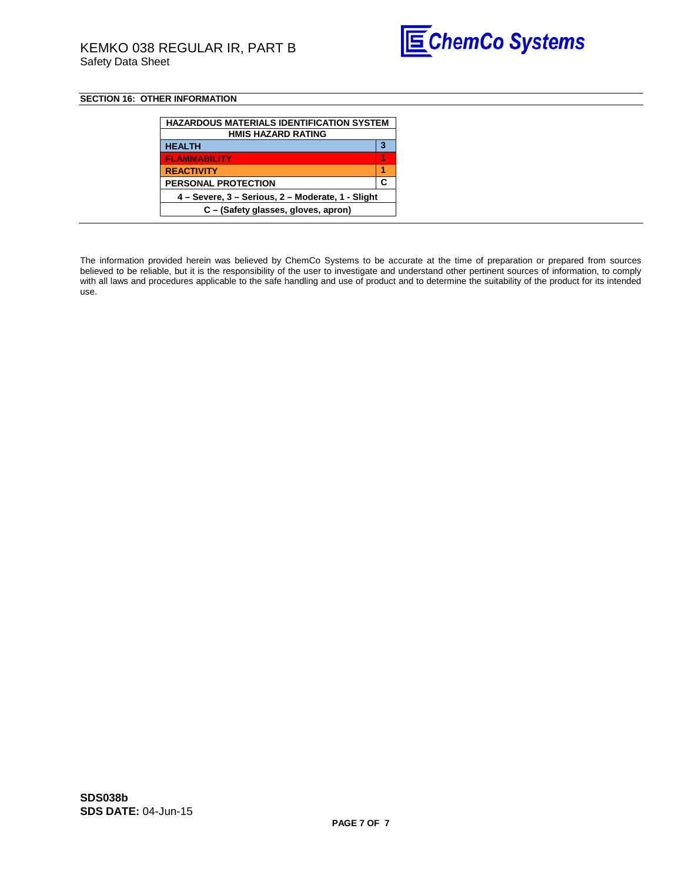## SECTION 16: OTHER INFORMATION

| HAZARDOUS MATERIALS IDENTIFICATION SYSTEM | |
|---|---|
| HMIS HAZARD RATING | |
| HEALTH | 3 |
| FLAMMABILITY | 1 |
| REACTIVITY | 1 |
| PERSONAL PROTECTION | C |
| 4 – Severe, 3 – Serious, 2 – Moderate, 1 - Slight | |
| C – (Safety glasses, gloves, apron) | |

The information provided herein was believed by ChemCo Systems to be accurate at the time of preparation or prepared from sources believed to be reliable, but it is the responsibility of the user to investigate and understand other pertinent sources of information, to comply with all laws and procedures applicable to the safe handling and use of product and to determine the suitability of the product for its intended use.

**SDS038b**
**SDS DATE:** 04-Jun-15